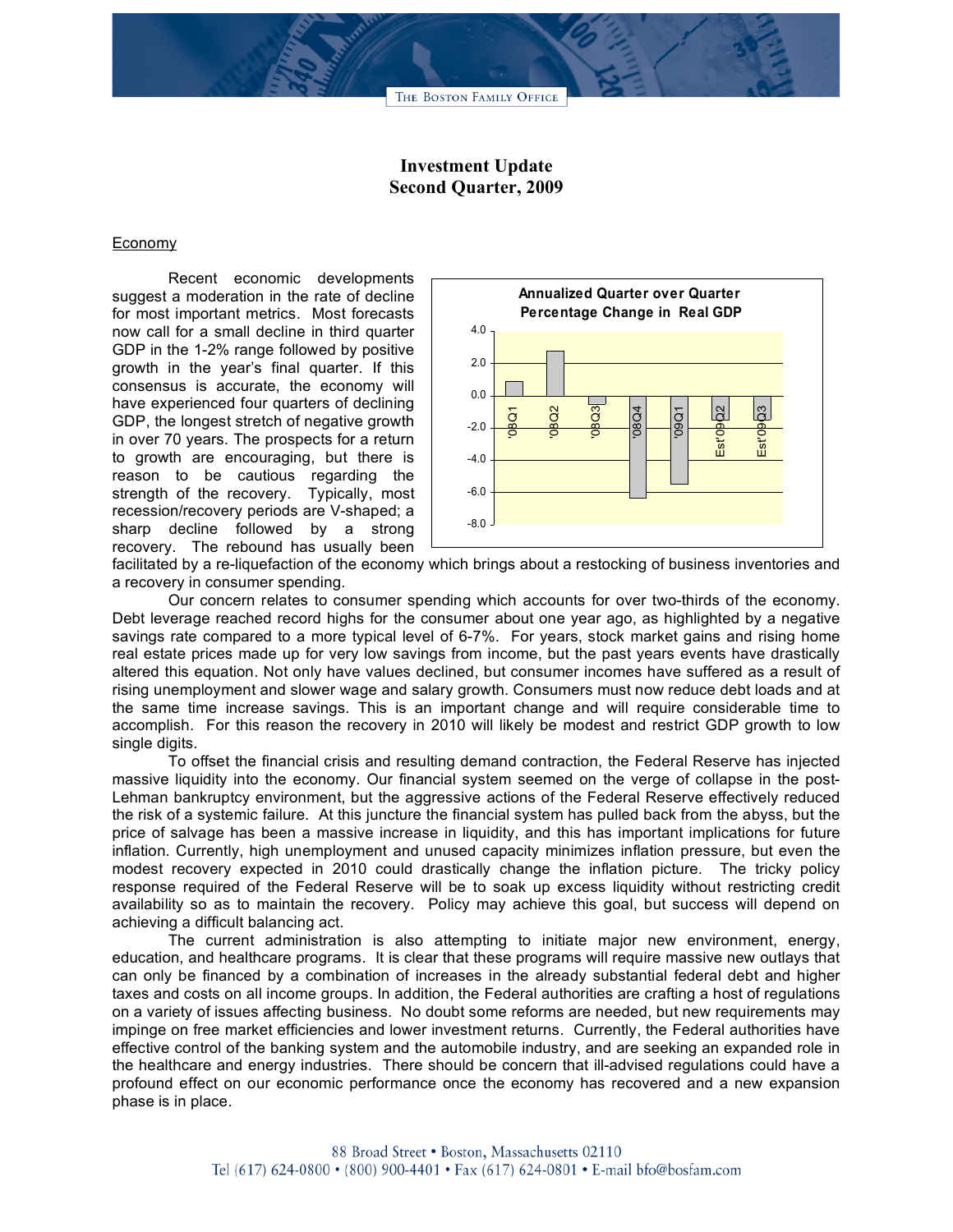# Investment Update
## Second Quarter, 2009

### Economy

Recent economic developments suggest a moderation in the rate of decline for most important metrics. Most forecasts now call for a small decline in third quarter GDP in the 1-2% range followed by positive growth in the year's final quarter. If this consensus is accurate, the economy will have experienced four quarters of declining GDP, the longest stretch of negative growth in over 70 years. The prospects for a return to growth are encouraging, but there is reason to be cautious regarding the strength of the recovery. Typically, most recession/recovery periods are V-shaped; a sharp decline followed by a strong recovery. The rebound has usually been facilitated by a re-liquefaction of the economy which brings about a restocking of business inventories and a recovery in consumer spending.

Our concern relates to consumer spending which accounts for over two-thirds of the economy. Debt leverage reached record highs for the consumer about one year ago, as highlighted by a negative savings rate compared to a more typical level of 6-7%. For years, stock market gains and rising home real estate prices made up for very low savings from income, but the past years events have drastically altered this equation. Not only have values declined, but consumer incomes have suffered as a result of rising unemployment and slower wage and salary growth. Consumers must now reduce debt loads and at the same time increase savings. This is an important change and will require considerable time to accomplish. For this reason the recovery in 2010 will likely be modest and restrict GDP growth to low single digits.

To offset the financial crisis and resulting demand contraction, the Federal Reserve has injected massive liquidity into the economy. Our financial system seemed on the verge of collapse in the post-Lehman bankruptcy environment, but the aggressive actions of the Federal Reserve effectively reduced the risk of a systemic failure. At this juncture the financial system has pulled back from the abyss, but the price of salvage has been a massive increase in liquidity, and this has important implications for future inflation. Currently, high unemployment and unused capacity minimizes inflation pressure, but even the modest recovery expected in 2010 could drastically change the inflation picture. The tricky policy response required of the Federal Reserve will be to soak up excess liquidity without restricting credit availability so as to maintain the recovery. Policy may achieve this goal, but success will depend on achieving a difficult balancing act.

The current administration is also attempting to initiate major new environment, energy, education, and healthcare programs. It is clear that these programs will require massive new outlays that can only be financed by a combination of increases in the already substantial federal debt and higher taxes and costs on all income groups. In addition, the Federal authorities are crafting a host of regulations on a variety of issues affecting business. No doubt some reforms are needed, but new requirements may impinge on free market efficiencies and lower investment returns. Currently, the Federal authorities have effective control of the banking system and the automobile industry, and are seeking an expanded role in the healthcare and energy industries. There should be concern that ill-advised regulations could have a profound effect on our economic performance once the economy has recovered and a new expansion phase is in place.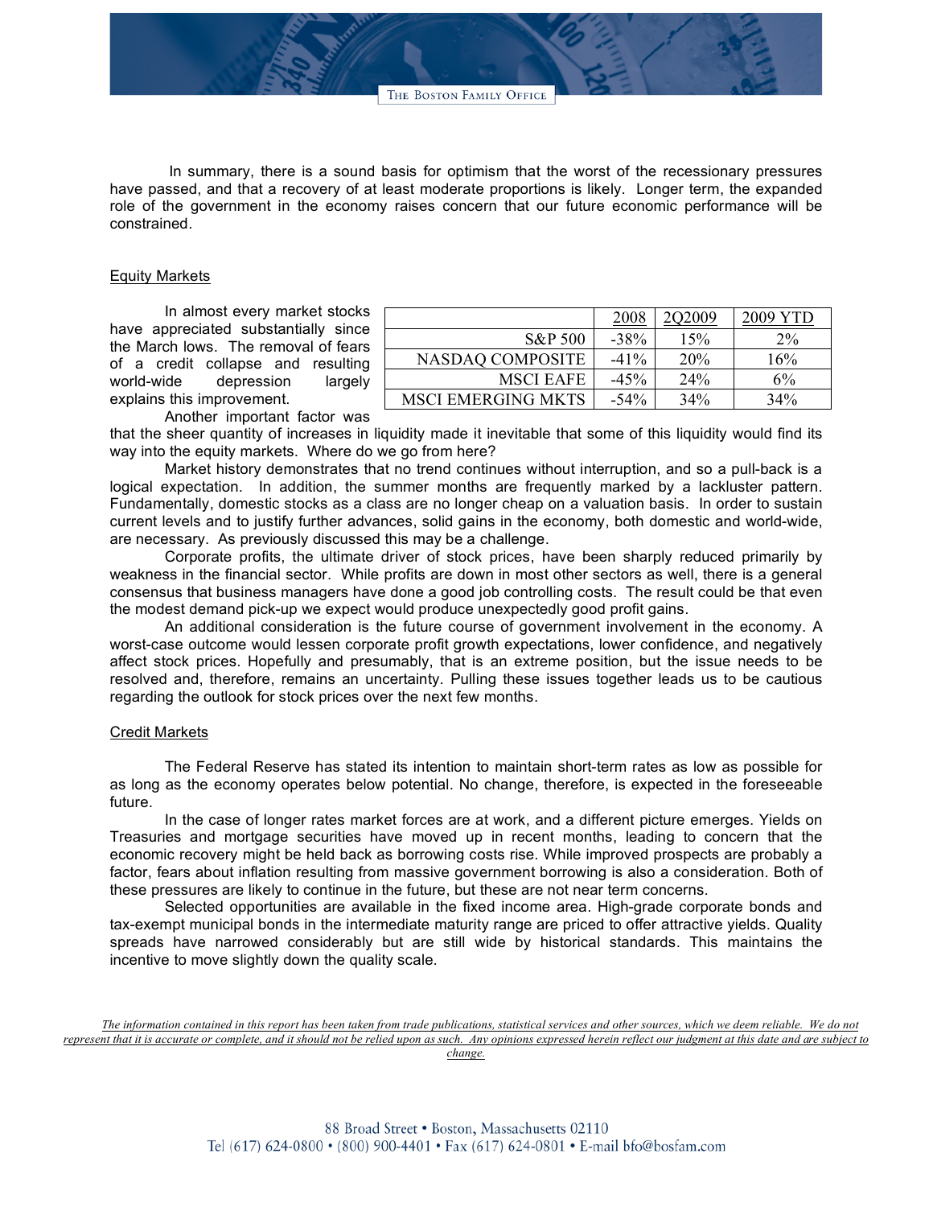In summary, there is a sound basis for optimism that the worst of the recessionary pressures have passed, and that a recovery of at least moderate proportions is likely. Longer term, the expanded role of the government in the economy raises concern that our future economic performance will be constrained.

## Equity Markets

| | 2008 | 2Q2009 | 2009 YTD |
|---|---|---|---|
| S&P 500 | -38% | 15% | 2% |
| NASDAQ COMPOSITE | -41% | 20% | 16% |
| MSCI EAFE | -45% | 24% | 6% |
| MSCI EMERGING MKTS | -54% | 34% | 34% |

In almost every market stocks have appreciated substantially since the March lows. The removal of fears of a credit collapse and resulting world-wide depression largely explains this improvement.

Another important factor was that the sheer quantity of increases in liquidity made it inevitable that some of this liquidity would find its way into the equity markets. Where do we go from here?

Market history demonstrates that no trend continues without interruption, and so a pull-back is a logical expectation. In addition, the summer months are frequently marked by a lackluster pattern. Fundamentally, domestic stocks as a class are no longer cheap on a valuation basis. In order to sustain current levels and to justify further advances, solid gains in the economy, both domestic and world-wide, are necessary. As previously discussed this may be a challenge.

Corporate profits, the ultimate driver of stock prices, have been sharply reduced primarily by weakness in the financial sector. While profits are down in most other sectors as well, there is a general consensus that business managers have done a good job controlling costs. The result could be that even the modest demand pick-up we expect would produce unexpectedly good profit gains.

An additional consideration is the future course of government involvement in the economy. A worst-case outcome would lessen corporate profit growth expectations, lower confidence, and negatively affect stock prices. Hopefully and presumably, that is an extreme position, but the issue needs to be resolved and, therefore, remains an uncertainty. Pulling these issues together leads us to be cautious regarding the outlook for stock prices over the next few months.

## Credit Markets

The Federal Reserve has stated its intention to maintain short-term rates as low as possible for as long as the economy operates below potential. No change, therefore, is expected in the foreseeable future.

In the case of longer rates market forces are at work, and a different picture emerges. Yields on Treasuries and mortgage securities have moved up in recent months, leading to concern that the economic recovery might be held back as borrowing costs rise. While improved prospects are probably a factor, fears about inflation resulting from massive government borrowing is also a consideration. Both of these pressures are likely to continue in the future, but these are not near term concerns.

Selected opportunities are available in the fixed income area. High-grade corporate bonds and tax-exempt municipal bonds in the intermediate maturity range are priced to offer attractive yields. Quality spreads have narrowed considerably but are still wide by historical standards. This maintains the incentive to move slightly down the quality scale.

*The information contained in this report has been taken from trade publications, statistical services and other sources, which we deem reliable. We do not represent that it is accurate or complete, and it should not be relied upon as such. Any opinions expressed herein reflect our judgment at this date and are subject to change.*

88 Broad Street • Boston, Massachusetts 02110
Tel (617) 624-0800 • (800) 900-4401 • Fax (617) 624-0801 • E-mail bfo@bosfam.com